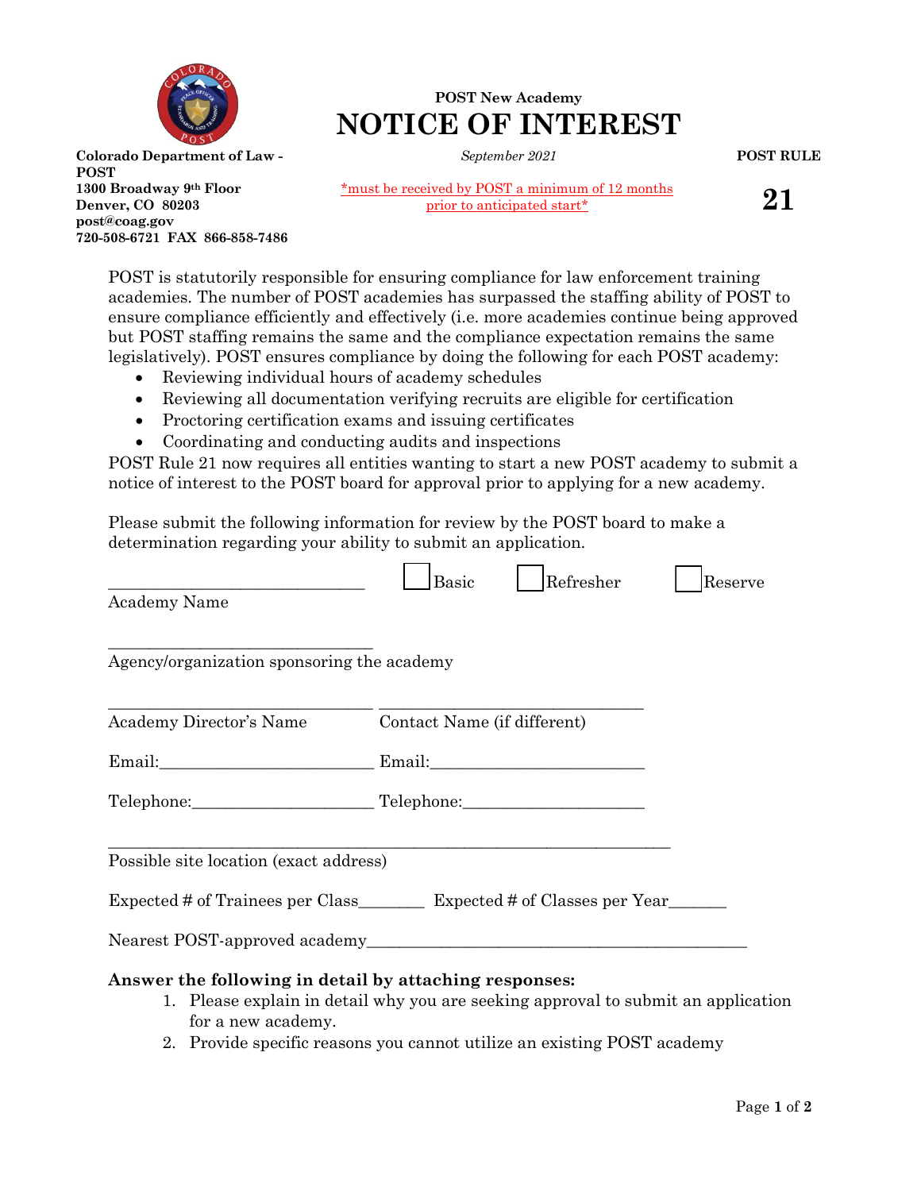**Colorado Department of Law - POST**
**1300 Broadway 9th Floor**
**Denver, CO 80203**
**post@coag.gov**
**720-508-6721 FAX 866-858-7486**

**POST New Academy**

# NOTICE OF INTEREST

*September 2021*

*must be received by POST a minimum of 12 months prior to anticipated start*

**POST RULE**

**21**

POST is statutorily responsible for ensuring compliance for law enforcement training academies. The number of POST academies has surpassed the staffing ability of POST to ensure compliance efficiently and effectively (i.e. more academies continue being approved but POST staffing remains the same and the compliance expectation remains the same legislatively). POST ensures compliance by doing the following for each POST academy:

- Reviewing individual hours of academy schedules
- Reviewing all documentation verifying recruits are eligible for certification
- Proctoring certification exams and issuing certificates
- Coordinating and conducting audits and inspections

POST Rule 21 now requires all entities wanting to start a new POST academy to submit a notice of interest to the POST board for approval prior to applying for a new academy.

Please submit the following information for review by the POST board to make a determination regarding your ability to submit an application.

______________________________ ☐ Basic ☐ Refresher ☐ Reserve
Academy Name

______________________________
Agency/organization sponsoring the academy

______________________________ ______________________________
Academy Director's Name Contact Name (if different)

Email:_________________________ Email:_________________________

Telephone:_____________________ Telephone:_____________________

_________________________________________________________________
Possible site location (exact address)

Expected # of Trainees per Class_______ Expected # of Classes per Year______

Nearest POST-approved academy___________________________________________

**Answer the following in detail by attaching responses:**

1. Please explain in detail why you are seeking approval to submit an application for a new academy.
2. Provide specific reasons you cannot utilize an existing POST academy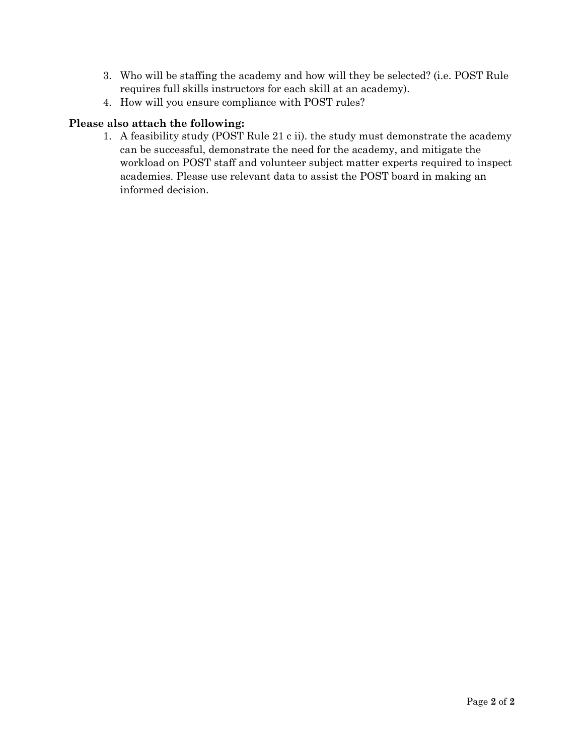3. Who will be staffing the academy and how will they be selected? (i.e. POST Rule requires full skills instructors for each skill at an academy).
4. How will you ensure compliance with POST rules?

**Please also attach the following:**

1. A feasibility study (POST Rule 21 c ii). the study must demonstrate the academy can be successful, demonstrate the need for the academy, and mitigate the workload on POST staff and volunteer subject matter experts required to inspect academies. Please use relevant data to assist the POST board in making an informed decision.